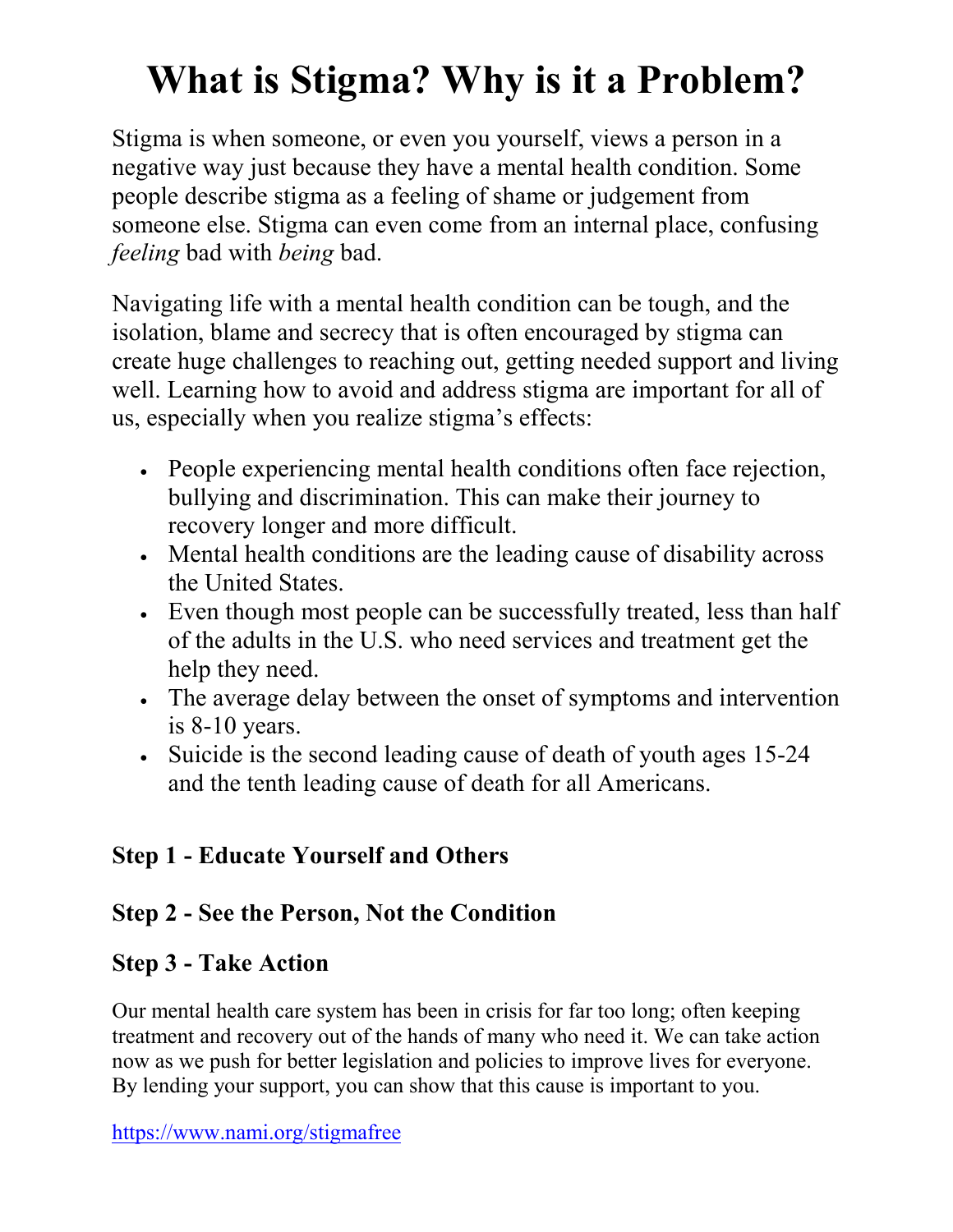# What is Stigma? Why is it a Problem?

Stigma is when someone, or even you yourself, views a person in a negative way just because they have a mental health condition. Some people describe stigma as a feeling of shame or judgement from someone else. Stigma can even come from an internal place, confusing *feeling* bad with *being* bad.

Navigating life with a mental health condition can be tough, and the isolation, blame and secrecy that is often encouraged by stigma can create huge challenges to reaching out, getting needed support and living well. Learning how to avoid and address stigma are important for all of us, especially when you realize stigma's effects:

- People experiencing mental health conditions often face rejection, bullying and discrimination. This can make their journey to recovery longer and more difficult.
- Mental health conditions are the leading cause of disability across the United States.
- Even though most people can be successfully treated, less than half of the adults in the U.S. who need services and treatment get the help they need.
- The average delay between the onset of symptoms and intervention is 8-10 years.
- Suicide is the second leading cause of death of youth ages 15-24 and the tenth leading cause of death for all Americans.

**Step 1 - Educate Yourself and Others**

**Step 2 - See the Person, Not the Condition**

**Step 3 - Take Action**

Our mental health care system has been in crisis for far too long; often keeping treatment and recovery out of the hands of many who need it. We can take action now as we push for better legislation and policies to improve lives for everyone. By lending your support, you can show that this cause is important to you.

https://www.nami.org/stigmafree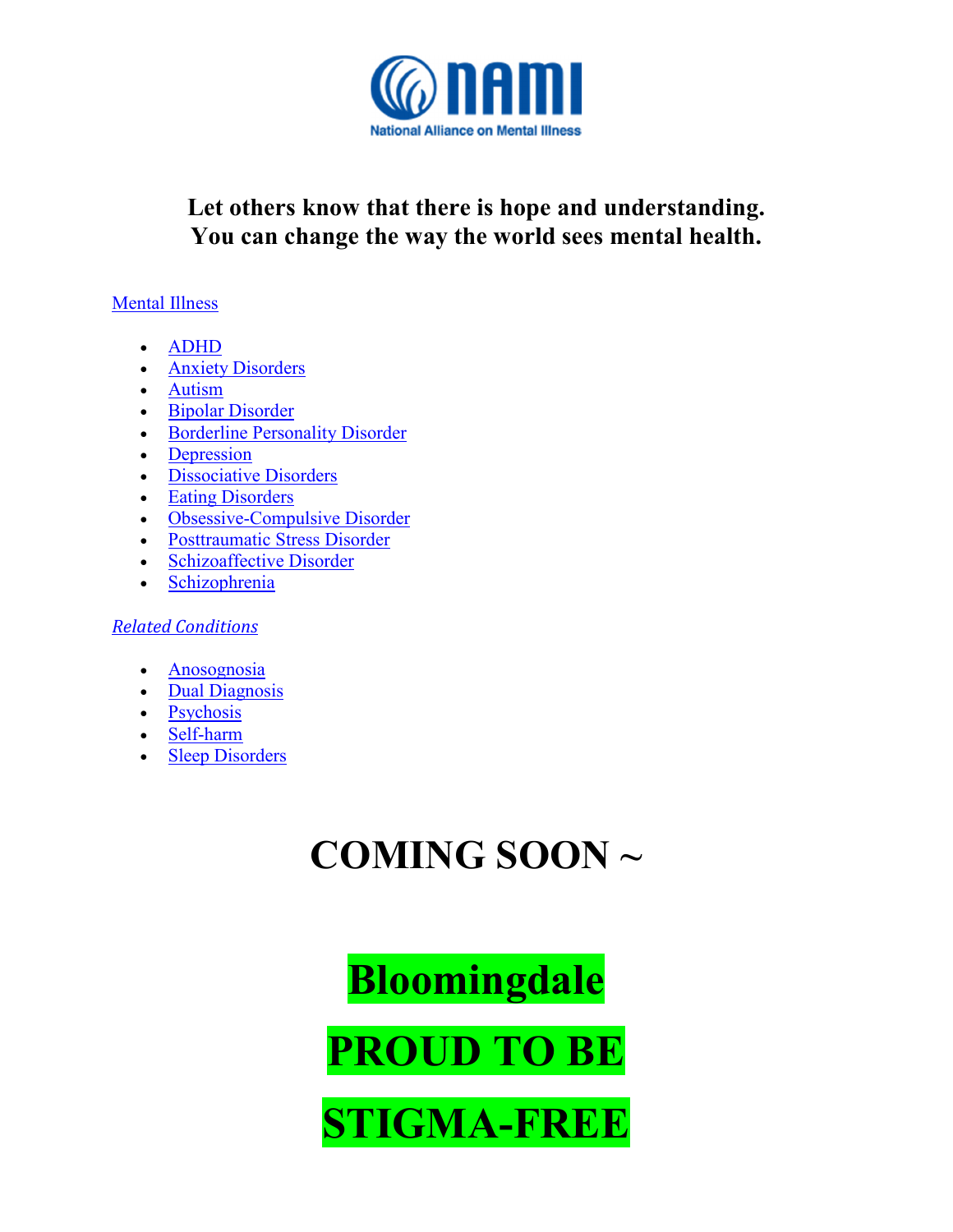NAMI

National Alliance on Mental Illness

**Let others know that there is hope and understanding.**
**You can change the way the world sees mental health.**

Mental Illness

- ADHD
- Anxiety Disorders
- Autism
- Bipolar Disorder
- Borderline Personality Disorder
- Depression
- Dissociative Disorders
- Eating Disorders
- Obsessive-Compulsive Disorder
- Posttraumatic Stress Disorder
- Schizoaffective Disorder
- Schizophrenia

*Related Conditions*

- Anosognosia
- Dual Diagnosis
- Psychosis
- Self-harm
- Sleep Disorders

# COMING SOON ~

# Bloomingdale

# PROUD TO BE

# STIGMA-FREE